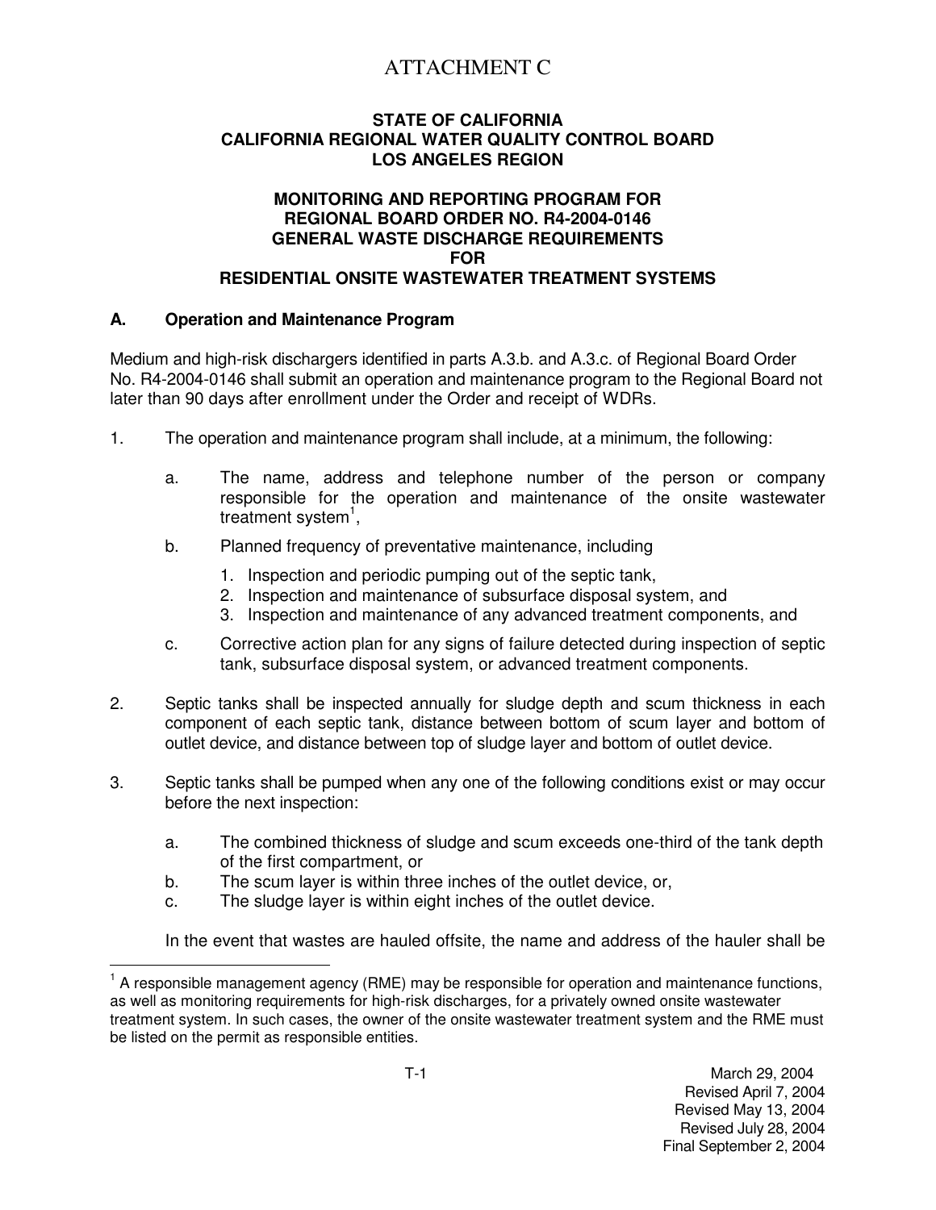# ATTACHMENT C

**STATE OF CALIFORNIA**
**CALIFORNIA REGIONAL WATER QUALITY CONTROL BOARD**
**LOS ANGELES REGION**

**MONITORING AND REPORTING PROGRAM FOR**
**REGIONAL BOARD ORDER NO. R4-2004-0146**
**GENERAL WASTE DISCHARGE REQUIREMENTS**
**FOR**
**RESIDENTIAL ONSITE WASTEWATER TREATMENT SYSTEMS**

## A. Operation and Maintenance Program

Medium and high-risk dischargers identified in parts A.3.b. and A.3.c. of Regional Board Order No. R4-2004-0146 shall submit an operation and maintenance program to the Regional Board not later than 90 days after enrollment under the Order and receipt of WDRs.

1. The operation and maintenance program shall include, at a minimum, the following:

   a. The name, address and telephone number of the person or company responsible for the operation and maintenance of the onsite wastewater treatment system[1],

   b. Planned frequency of preventative maintenance, including

      1. Inspection and periodic pumping out of the septic tank,
      2. Inspection and maintenance of subsurface disposal system, and
      3. Inspection and maintenance of any advanced treatment components, and

   c. Corrective action plan for any signs of failure detected during inspection of septic tank, subsurface disposal system, or advanced treatment components.

2. Septic tanks shall be inspected annually for sludge depth and scum thickness in each component of each septic tank, distance between bottom of scum layer and bottom of outlet device, and distance between top of sludge layer and bottom of outlet device.

3. Septic tanks shall be pumped when any one of the following conditions exist or may occur before the next inspection:

   a. The combined thickness of sludge and scum exceeds one-third of the tank depth of the first compartment, or
   b. The scum layer is within three inches of the outlet device, or,
   c. The sludge layer is within eight inches of the outlet device.

   In the event that wastes are hauled offsite, the name and address of the hauler shall be

[1] A responsible management agency (RME) may be responsible for operation and maintenance functions, as well as monitoring requirements for high-risk discharges, for a privately owned onsite wastewater treatment system. In such cases, the owner of the onsite wastewater treatment system and the RME must be listed on the permit as responsible entities.

March 29, 2004
Revised April 7, 2004
Revised May 13, 2004
Revised July 28, 2004
Final September 2, 2004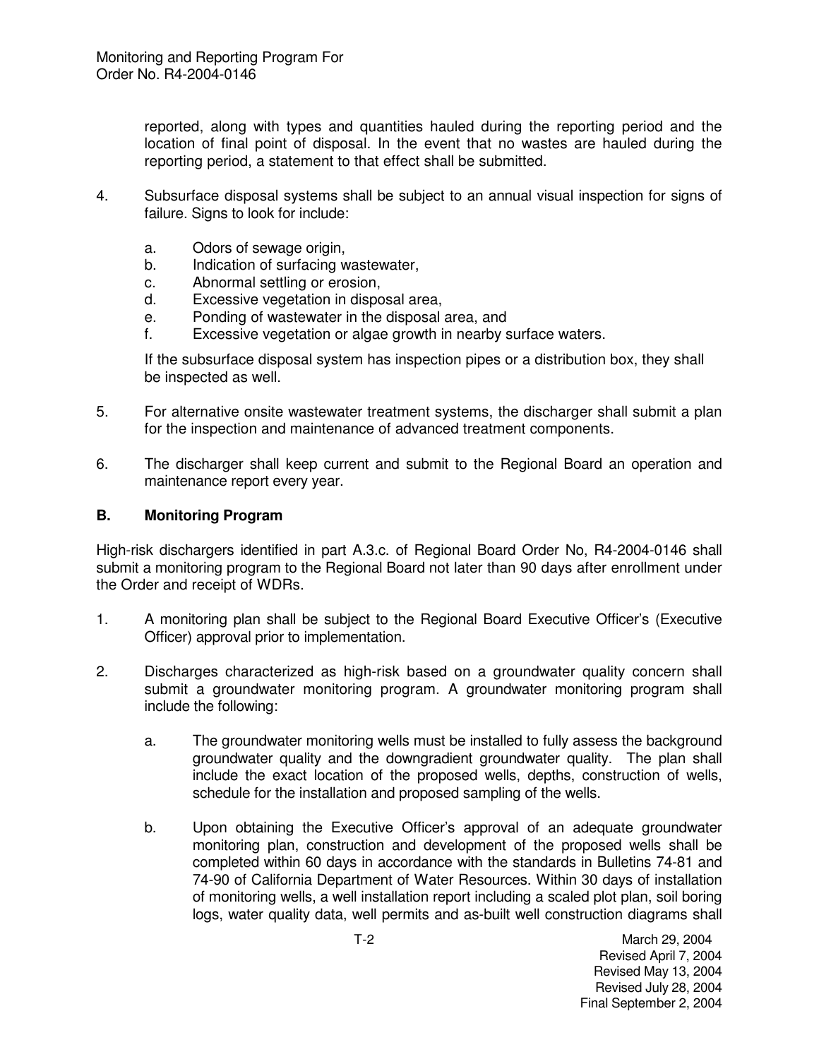reported, along with types and quantities hauled during the reporting period and the location of final point of disposal. In the event that no wastes are hauled during the reporting period, a statement to that effect shall be submitted.

4. Subsurface disposal systems shall be subject to an annual visual inspection for signs of failure. Signs to look for include:

   a. Odors of sewage origin,
   b. Indication of surfacing wastewater,
   c. Abnormal settling or erosion,
   d. Excessive vegetation in disposal area,
   e. Ponding of wastewater in the disposal area, and
   f. Excessive vegetation or algae growth in nearby surface waters.

   If the subsurface disposal system has inspection pipes or a distribution box, they shall be inspected as well.

5. For alternative onsite wastewater treatment systems, the discharger shall submit a plan for the inspection and maintenance of advanced treatment components.

6. The discharger shall keep current and submit to the Regional Board an operation and maintenance report every year.

### B. Monitoring Program

High-risk dischargers identified in part A.3.c. of Regional Board Order No, R4-2004-0146 shall submit a monitoring program to the Regional Board not later than 90 days after enrollment under the Order and receipt of WDRs.

1. A monitoring plan shall be subject to the Regional Board Executive Officer's (Executive Officer) approval prior to implementation.

2. Discharges characterized as high-risk based on a groundwater quality concern shall submit a groundwater monitoring program. A groundwater monitoring program shall include the following:

   a. The groundwater monitoring wells must be installed to fully assess the background groundwater quality and the downgradient groundwater quality. The plan shall include the exact location of the proposed wells, depths, construction of wells, schedule for the installation and proposed sampling of the wells.

   b. Upon obtaining the Executive Officer's approval of an adequate groundwater monitoring plan, construction and development of the proposed wells shall be completed within 60 days in accordance with the standards in Bulletins 74-81 and 74-90 of California Department of Water Resources. Within 30 days of installation of monitoring wells, a well installation report including a scaled plot plan, soil boring logs, water quality data, well permits and as-built well construction diagrams shall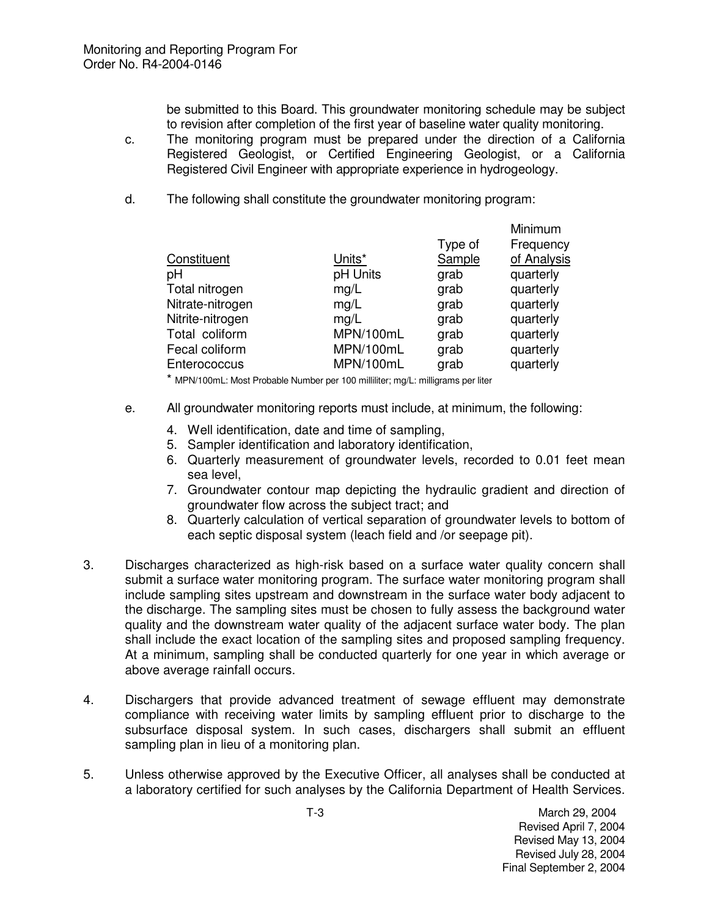be submitted to this Board. This groundwater monitoring schedule may be subject to revision after completion of the first year of baseline water quality monitoring.

c. The monitoring program must be prepared under the direction of a California Registered Geologist, or Certified Engineering Geologist, or a California Registered Civil Engineer with appropriate experience in hydrogeology.

d. The following shall constitute the groundwater monitoring program:

| Constituent | Units* | Type of Sample | Minimum Frequency of Analysis |
|---|---|---|---|
| pH | pH Units | grab | quarterly |
| Total nitrogen | mg/L | grab | quarterly |
| Nitrate-nitrogen | mg/L | grab | quarterly |
| Nitrite-nitrogen | mg/L | grab | quarterly |
| Total coliform | MPN/100mL | grab | quarterly |
| Fecal coliform | MPN/100mL | grab | quarterly |
| Enterococcus | MPN/100mL | grab | quarterly |

\* MPN/100mL: Most Probable Number per 100 milliliter; mg/L: milligrams per liter

e. All groundwater monitoring reports must include, at minimum, the following:

4. Well identification, date and time of sampling,
5. Sampler identification and laboratory identification,
6. Quarterly measurement of groundwater levels, recorded to 0.01 feet mean sea level,
7. Groundwater contour map depicting the hydraulic gradient and direction of groundwater flow across the subject tract; and
8. Quarterly calculation of vertical separation of groundwater levels to bottom of each septic disposal system (leach field and /or seepage pit).

3. Discharges characterized as high-risk based on a surface water quality concern shall submit a surface water monitoring program. The surface water monitoring program shall include sampling sites upstream and downstream in the surface water body adjacent to the discharge. The sampling sites must be chosen to fully assess the background water quality and the downstream water quality of the adjacent surface water body. The plan shall include the exact location of the sampling sites and proposed sampling frequency. At a minimum, sampling shall be conducted quarterly for one year in which average or above average rainfall occurs.

4. Dischargers that provide advanced treatment of sewage effluent may demonstrate compliance with receiving water limits by sampling effluent prior to discharge to the subsurface disposal system. In such cases, dischargers shall submit an effluent sampling plan in lieu of a monitoring plan.

5. Unless otherwise approved by the Executive Officer, all analyses shall be conducted at a laboratory certified for such analyses by the California Department of Health Services.

March 29, 2004
Revised April 7, 2004
Revised May 13, 2004
Revised July 28, 2004
Final September 2, 2004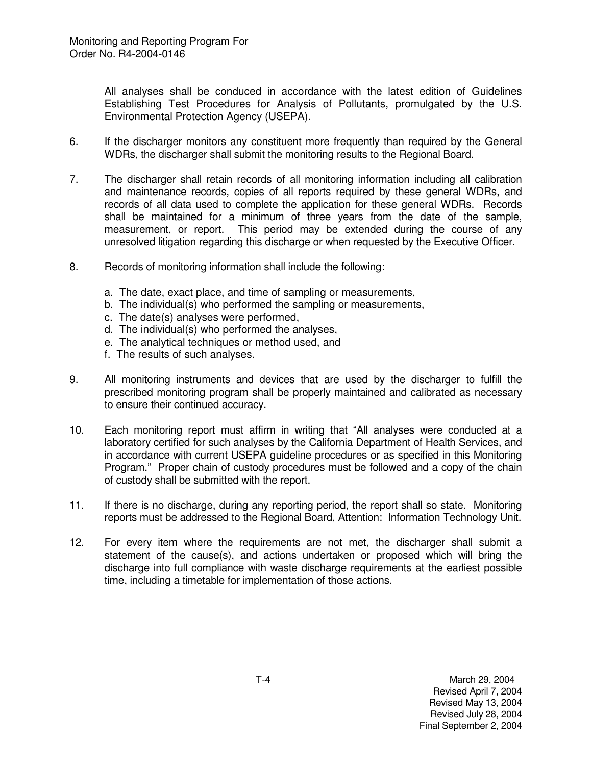All analyses shall be conduced in accordance with the latest edition of Guidelines Establishing Test Procedures for Analysis of Pollutants, promulgated by the U.S. Environmental Protection Agency (USEPA).

6. If the discharger monitors any constituent more frequently than required by the General WDRs, the discharger shall submit the monitoring results to the Regional Board.

7. The discharger shall retain records of all monitoring information including all calibration and maintenance records, copies of all reports required by these general WDRs, and records of all data used to complete the application for these general WDRs. Records shall be maintained for a minimum of three years from the date of the sample, measurement, or report. This period may be extended during the course of any unresolved litigation regarding this discharge or when requested by the Executive Officer.

8. Records of monitoring information shall include the following:

   a. The date, exact place, and time of sampling or measurements,
   b. The individual(s) who performed the sampling or measurements,
   c. The date(s) analyses were performed,
   d. The individual(s) who performed the analyses,
   e. The analytical techniques or method used, and
   f. The results of such analyses.

9. All monitoring instruments and devices that are used by the discharger to fulfill the prescribed monitoring program shall be properly maintained and calibrated as necessary to ensure their continued accuracy.

10. Each monitoring report must affirm in writing that "All analyses were conducted at a laboratory certified for such analyses by the California Department of Health Services, and in accordance with current USEPA guideline procedures or as specified in this Monitoring Program." Proper chain of custody procedures must be followed and a copy of the chain of custody shall be submitted with the report.

11. If there is no discharge, during any reporting period, the report shall so state. Monitoring reports must be addressed to the Regional Board, Attention: Information Technology Unit.

12. For every item where the requirements are not met, the discharger shall submit a statement of the cause(s), and actions undertaken or proposed which will bring the discharge into full compliance with waste discharge requirements at the earliest possible time, including a timetable for implementation of those actions.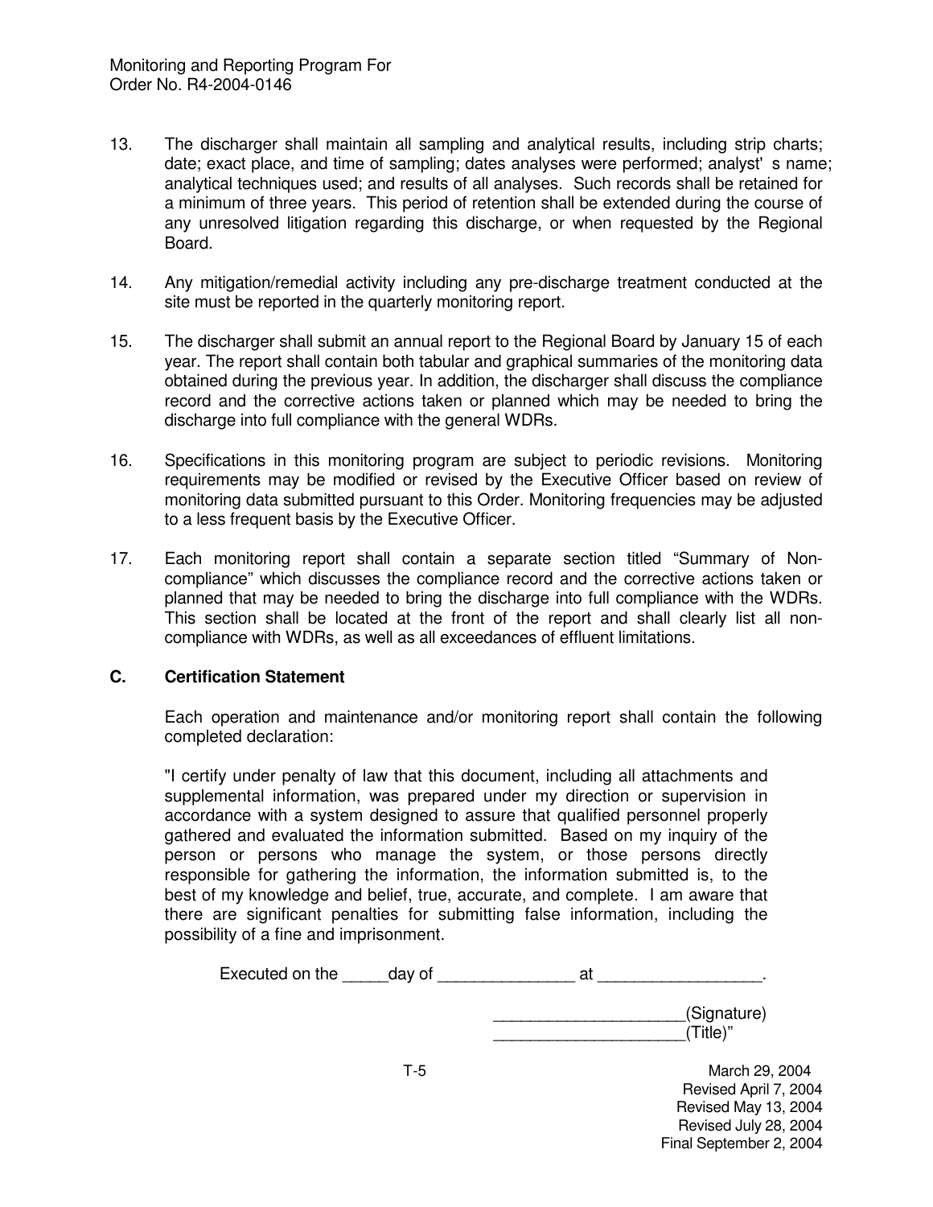13. The discharger shall maintain all sampling and analytical results, including strip charts; date; exact place, and time of sampling; dates analyses were performed; analyst' s name; analytical techniques used; and results of all analyses. Such records shall be retained for a minimum of three years. This period of retention shall be extended during the course of any unresolved litigation regarding this discharge, or when requested by the Regional Board.

14. Any mitigation/remedial activity including any pre-discharge treatment conducted at the site must be reported in the quarterly monitoring report.

15. The discharger shall submit an annual report to the Regional Board by January 15 of each year. The report shall contain both tabular and graphical summaries of the monitoring data obtained during the previous year. In addition, the discharger shall discuss the compliance record and the corrective actions taken or planned which may be needed to bring the discharge into full compliance with the general WDRs.

16. Specifications in this monitoring program are subject to periodic revisions. Monitoring requirements may be modified or revised by the Executive Officer based on review of monitoring data submitted pursuant to this Order. Monitoring frequencies may be adjusted to a less frequent basis by the Executive Officer.

17. Each monitoring report shall contain a separate section titled "Summary of Non-compliance" which discusses the compliance record and the corrective actions taken or planned that may be needed to bring the discharge into full compliance with the WDRs. This section shall be located at the front of the report and shall clearly list all non-compliance with WDRs, as well as all exceedances of effluent limitations.

**C. Certification Statement**

Each operation and maintenance and/or monitoring report shall contain the following completed declaration:

"I certify under penalty of law that this document, including all attachments and supplemental information, was prepared under my direction or supervision in accordance with a system designed to assure that qualified personnel properly gathered and evaluated the information submitted. Based on my inquiry of the person or persons who manage the system, or those persons directly responsible for gathering the information, the information submitted is, to the best of my knowledge and belief, true, accurate, and complete. I am aware that there are significant penalties for submitting false information, including the possibility of a fine and imprisonment.

Executed on the _____day of _______________ at __________________.

_____________________(Signature)
_____________________(Title)"

March 29, 2004
Revised April 7, 2004
Revised May 13, 2004
Revised July 28, 2004
Final September 2, 2004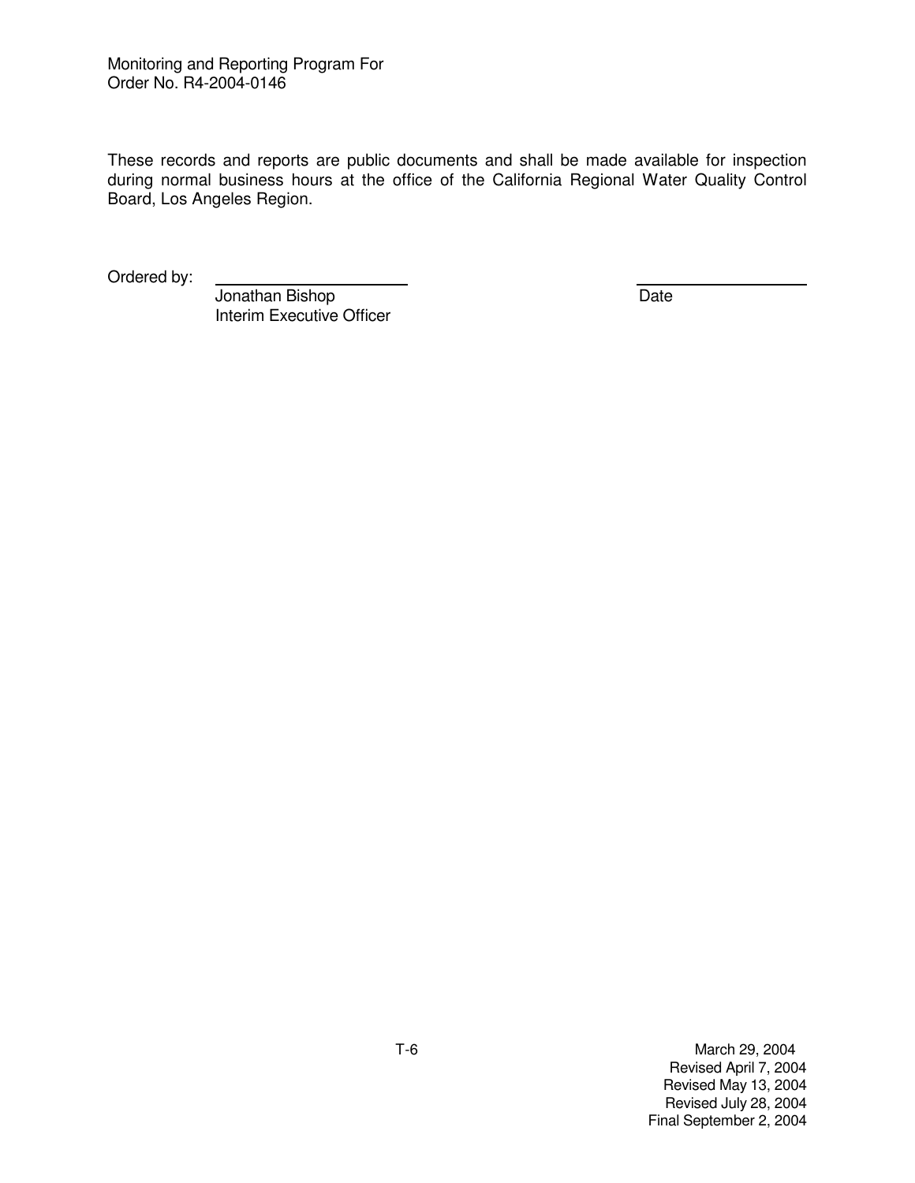These records and reports are public documents and shall be made available for inspection during normal business hours at the office of the California Regional Water Quality Control Board, Los Angeles Region.

Ordered by: \_\_\_\_\_\_\_\_\_\_\_\_\_\_\_\_\_\_\_\_ \_\_\_\_\_\_\_\_\_\_\_\_\_\_\_\_\_\_\_\_

Jonathan Bishop Date
Interim Executive Officer

March 29, 2004
Revised April 7, 2004
Revised May 13, 2004
Revised July 28, 2004
Final September 2, 2004